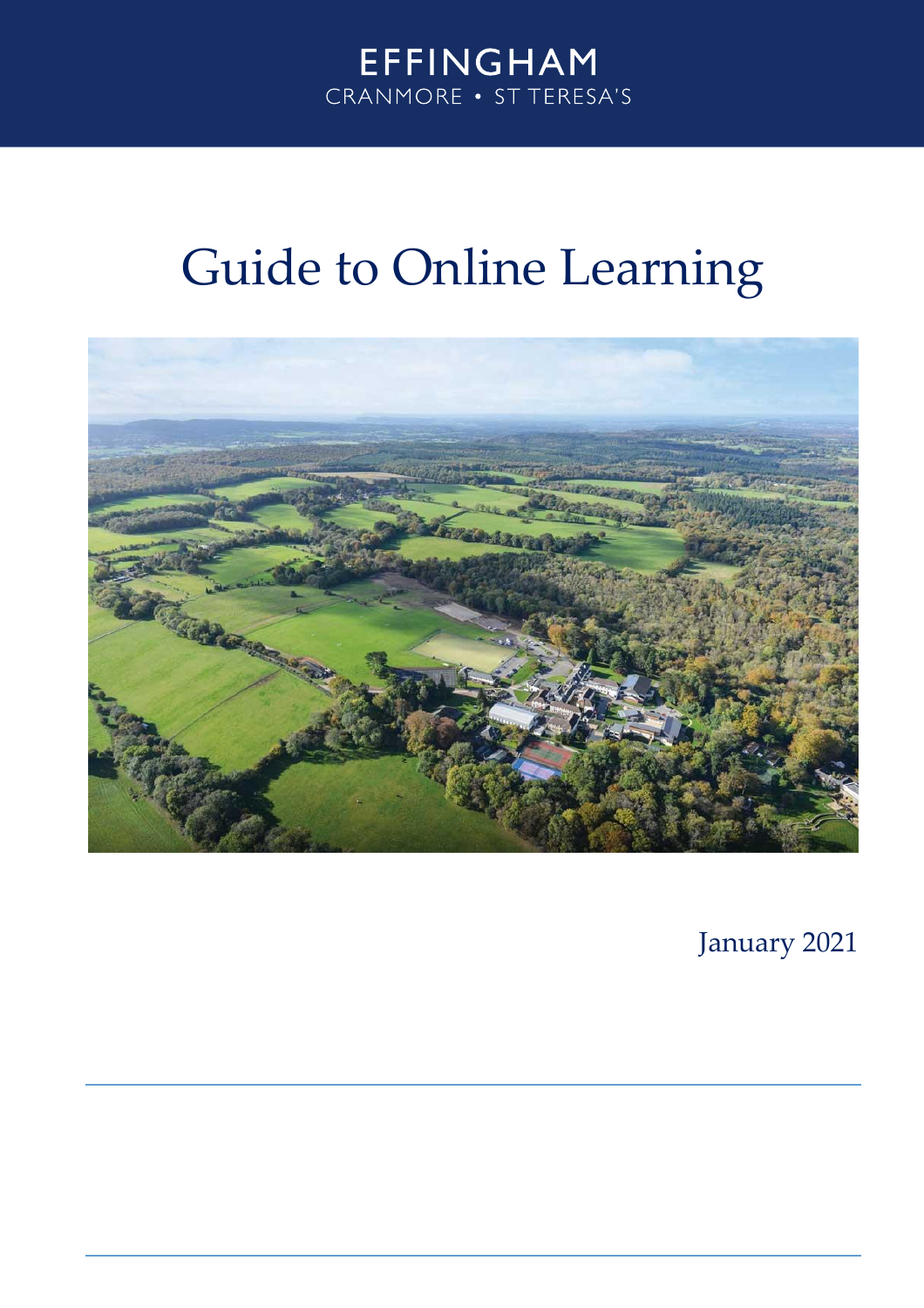EFFINGHAM

CRANMORE • ST TERESA'S

# Guide to Online Learning

January 2021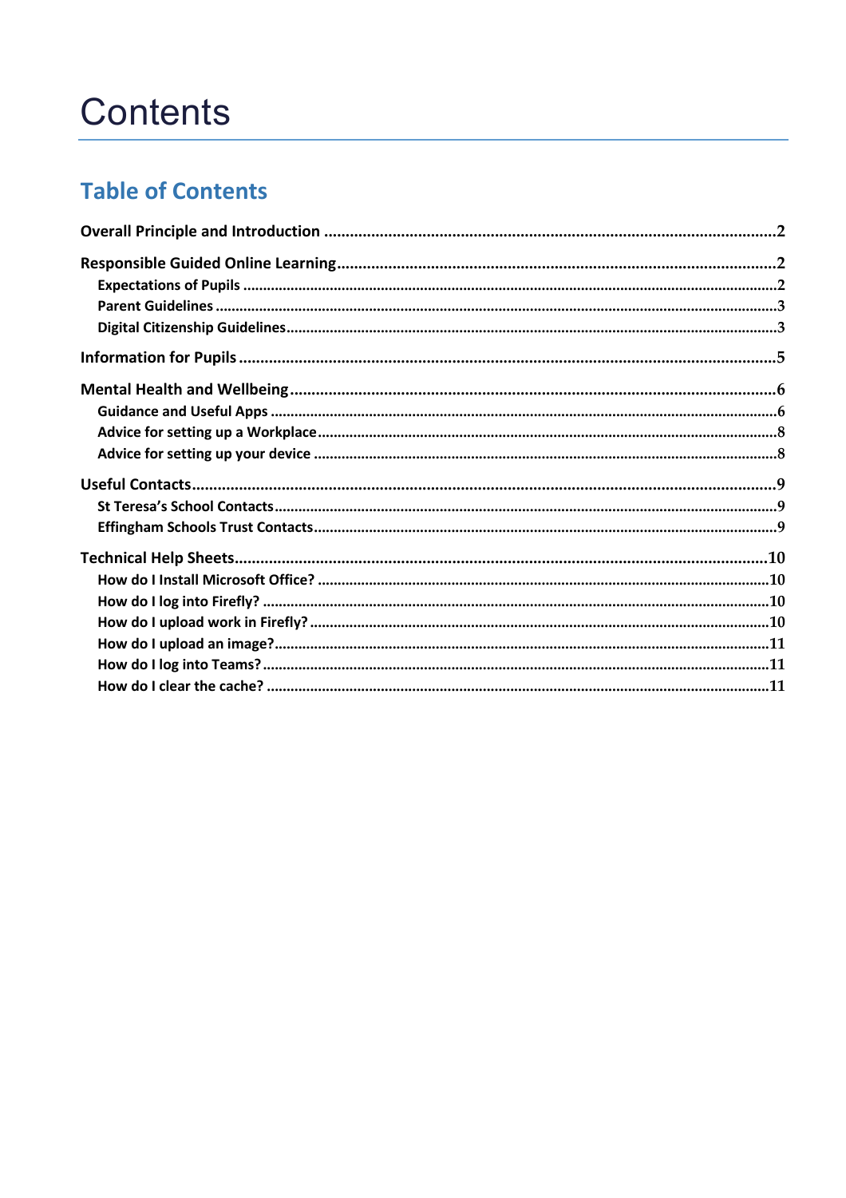# Contents

## Table of Contents

**Overall Principle and Introduction** ..... 2

**Responsible Guided Online Learning** ..... 2

- Expectations of Pupils ..... 2
- Parent Guidelines ..... 3
- Digital Citizenship Guidelines ..... 3

**Information for Pupils** ..... 5

**Mental Health and Wellbeing** ..... 6

- Guidance and Useful Apps ..... 6
- Advice for setting up a Workplace ..... 8
- Advice for setting up your device ..... 8

**Useful Contacts** ..... 9

- St Teresa's School Contacts ..... 9
- Effingham Schools Trust Contacts ..... 9

**Technical Help Sheets** ..... 10

- How do I Install Microsoft Office? ..... 10
- How do I log into Firefly? ..... 10
- How do I upload work in Firefly? ..... 10
- How do I upload an image? ..... 11
- How do I log into Teams? ..... 11
- How do I clear the cache? ..... 11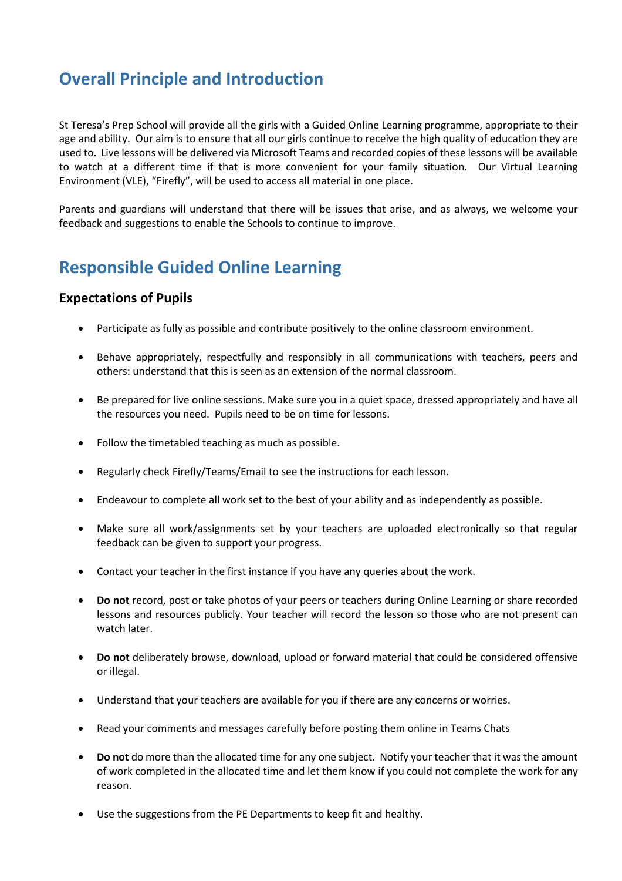# Overall Principle and Introduction

St Teresa's Prep School will provide all the girls with a Guided Online Learning programme, appropriate to their age and ability. Our aim is to ensure that all our girls continue to receive the high quality of education they are used to. Live lessons will be delivered via Microsoft Teams and recorded copies of these lessons will be available to watch at a different time if that is more convenient for your family situation. Our Virtual Learning Environment (VLE), "Firefly", will be used to access all material in one place.

Parents and guardians will understand that there will be issues that arise, and as always, we welcome your feedback and suggestions to enable the Schools to continue to improve.

# Responsible Guided Online Learning

## Expectations of Pupils

- Participate as fully as possible and contribute positively to the online classroom environment.
- Behave appropriately, respectfully and responsibly in all communications with teachers, peers and others: understand that this is seen as an extension of the normal classroom.
- Be prepared for live online sessions. Make sure you in a quiet space, dressed appropriately and have all the resources you need. Pupils need to be on time for lessons.
- Follow the timetabled teaching as much as possible.
- Regularly check Firefly/Teams/Email to see the instructions for each lesson.
- Endeavour to complete all work set to the best of your ability and as independently as possible.
- Make sure all work/assignments set by your teachers are uploaded electronically so that regular feedback can be given to support your progress.
- Contact your teacher in the first instance if you have any queries about the work.
- **Do not** record, post or take photos of your peers or teachers during Online Learning or share recorded lessons and resources publicly. Your teacher will record the lesson so those who are not present can watch later.
- **Do not** deliberately browse, download, upload or forward material that could be considered offensive or illegal.
- Understand that your teachers are available for you if there are any concerns or worries.
- Read your comments and messages carefully before posting them online in Teams Chats
- **Do not** do more than the allocated time for any one subject. Notify your teacher that it was the amount of work completed in the allocated time and let them know if you could not complete the work for any reason.
- Use the suggestions from the PE Departments to keep fit and healthy.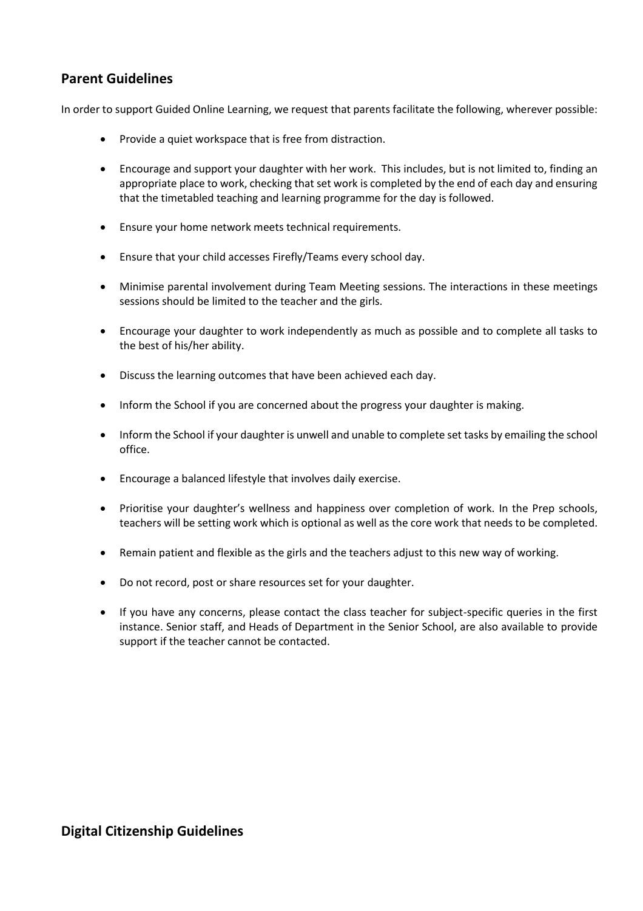## Parent Guidelines

In order to support Guided Online Learning, we request that parents facilitate the following, wherever possible:

- Provide a quiet workspace that is free from distraction.
- Encourage and support your daughter with her work. This includes, but is not limited to, finding an appropriate place to work, checking that set work is completed by the end of each day and ensuring that the timetabled teaching and learning programme for the day is followed.
- Ensure your home network meets technical requirements.
- Ensure that your child accesses Firefly/Teams every school day.
- Minimise parental involvement during Team Meeting sessions. The interactions in these meetings sessions should be limited to the teacher and the girls.
- Encourage your daughter to work independently as much as possible and to complete all tasks to the best of his/her ability.
- Discuss the learning outcomes that have been achieved each day.
- Inform the School if you are concerned about the progress your daughter is making.
- Inform the School if your daughter is unwell and unable to complete set tasks by emailing the school office.
- Encourage a balanced lifestyle that involves daily exercise.
- Prioritise your daughter's wellness and happiness over completion of work. In the Prep schools, teachers will be setting work which is optional as well as the core work that needs to be completed.
- Remain patient and flexible as the girls and the teachers adjust to this new way of working.
- Do not record, post or share resources set for your daughter.
- If you have any concerns, please contact the class teacher for subject-specific queries in the first instance. Senior staff, and Heads of Department in the Senior School, are also available to provide support if the teacher cannot be contacted.

## Digital Citizenship Guidelines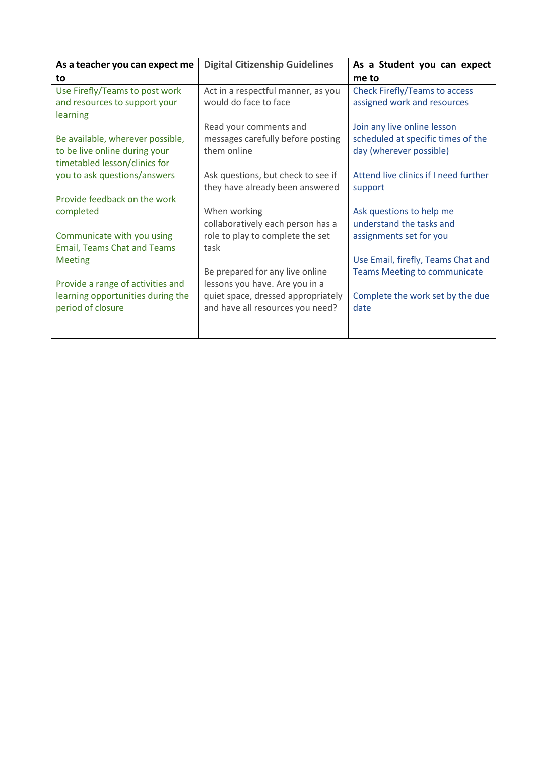| As a teacher you can expect me to | Digital Citizenship Guidelines | As a Student you can expect me to |
|---|---|---|
| Use Firefly/Teams to post work and resources to support your learning<br><br>Be available, wherever possible, to be live online during your timetabled lesson/clinics for you to ask questions/answers<br><br>Provide feedback on the work completed<br><br>Communicate with you using Email, Teams Chat and Teams Meeting<br><br>Provide a range of activities and learning opportunities during the period of closure | Act in a respectful manner, as you would do face to face<br><br>Read your comments and messages carefully before posting them online<br><br>Ask questions, but check to see if they have already been answered<br><br>When working collaboratively each person has a role to play to complete the set task<br><br>Be prepared for any live online lessons you have. Are you in a quiet space, dressed appropriately and have all resources you need? | Check Firefly/Teams to access assigned work and resources<br><br>Join any live online lesson scheduled at specific times of the day (wherever possible)<br><br>Attend live clinics if I need further support<br><br>Ask questions to help me understand the tasks and assignments set for you<br><br>Use Email, firefly, Teams Chat and Teams Meeting to communicate<br><br>Complete the work set by the due date |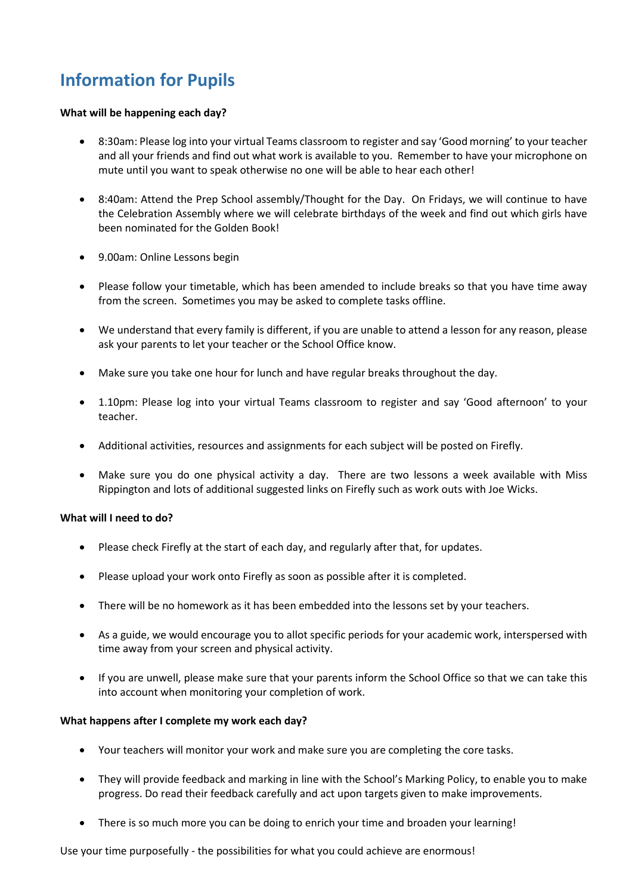## Information for Pupils

**What will be happening each day?**

- 8:30am: Please log into your virtual Teams classroom to register and say 'Good morning' to your teacher and all your friends and find out what work is available to you. Remember to have your microphone on mute until you want to speak otherwise no one will be able to hear each other!
- 8:40am: Attend the Prep School assembly/Thought for the Day. On Fridays, we will continue to have the Celebration Assembly where we will celebrate birthdays of the week and find out which girls have been nominated for the Golden Book!
- 9.00am: Online Lessons begin
- Please follow your timetable, which has been amended to include breaks so that you have time away from the screen. Sometimes you may be asked to complete tasks offline.
- We understand that every family is different, if you are unable to attend a lesson for any reason, please ask your parents to let your teacher or the School Office know.
- Make sure you take one hour for lunch and have regular breaks throughout the day.
- 1.10pm: Please log into your virtual Teams classroom to register and say 'Good afternoon' to your teacher.
- Additional activities, resources and assignments for each subject will be posted on Firefly.
- Make sure you do one physical activity a day. There are two lessons a week available with Miss Rippington and lots of additional suggested links on Firefly such as work outs with Joe Wicks.

**What will I need to do?**

- Please check Firefly at the start of each day, and regularly after that, for updates.
- Please upload your work onto Firefly as soon as possible after it is completed.
- There will be no homework as it has been embedded into the lessons set by your teachers.
- As a guide, we would encourage you to allot specific periods for your academic work, interspersed with time away from your screen and physical activity.
- If you are unwell, please make sure that your parents inform the School Office so that we can take this into account when monitoring your completion of work.

**What happens after I complete my work each day?**

- Your teachers will monitor your work and make sure you are completing the core tasks.
- They will provide feedback and marking in line with the School's Marking Policy, to enable you to make progress. Do read their feedback carefully and act upon targets given to make improvements.
- There is so much more you can be doing to enrich your time and broaden your learning!

Use your time purposefully - the possibilities for what you could achieve are enormous!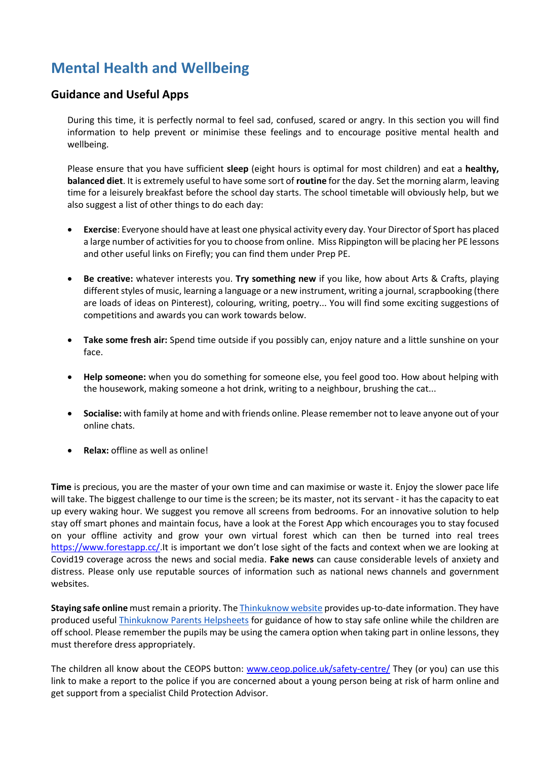# Mental Health and Wellbeing

## Guidance and Useful Apps

During this time, it is perfectly normal to feel sad, confused, scared or angry. In this section you will find information to help prevent or minimise these feelings and to encourage positive mental health and wellbeing.

Please ensure that you have sufficient **sleep** (eight hours is optimal for most children) and eat a **healthy, balanced diet**. It is extremely useful to have some sort of **routine** for the day. Set the morning alarm, leaving time for a leisurely breakfast before the school day starts. The school timetable will obviously help, but we also suggest a list of other things to do each day:

- **Exercise**: Everyone should have at least one physical activity every day. Your Director of Sport has placed a large number of activities for you to choose from online. Miss Rippington will be placing her PE lessons and other useful links on Firefly; you can find them under Prep PE.
- **Be creative:** whatever interests you. **Try something new** if you like, how about Arts & Crafts, playing different styles of music, learning a language or a new instrument, writing a journal, scrapbooking (there are loads of ideas on Pinterest), colouring, writing, poetry... You will find some exciting suggestions of competitions and awards you can work towards below.
- **Take some fresh air:** Spend time outside if you possibly can, enjoy nature and a little sunshine on your face.
- **Help someone:** when you do something for someone else, you feel good too. How about helping with the housework, making someone a hot drink, writing to a neighbour, brushing the cat...
- **Socialise:** with family at home and with friends online. Please remember not to leave anyone out of your online chats.
- **Relax:** offline as well as online!

**Time** is precious, you are the master of your own time and can maximise or waste it. Enjoy the slower pace life will take. The biggest challenge to our time is the screen; be its master, not its servant - it has the capacity to eat up every waking hour. We suggest you remove all screens from bedrooms. For an innovative solution to help stay off smart phones and maintain focus, have a look at the Forest App which encourages you to stay focused on your offline activity and grow your own virtual forest which can then be turned into real trees https://www.forestapp.cc/.It is important we don't lose sight of the facts and context when we are looking at Covid19 coverage across the news and social media. **Fake news** can cause considerable levels of anxiety and distress. Please only use reputable sources of information such as national news channels and government websites.

**Staying safe online** must remain a priority. The Thinkuknow website provides up-to-date information. They have produced useful Thinkuknow Parents Helpsheets for guidance of how to stay safe online while the children are off school. Please remember the pupils may be using the camera option when taking part in online lessons, they must therefore dress appropriately.

The children all know about the CEOPS button: www.ceop.police.uk/safety-centre/ They (or you) can use this link to make a report to the police if you are concerned about a young person being at risk of harm online and get support from a specialist Child Protection Advisor.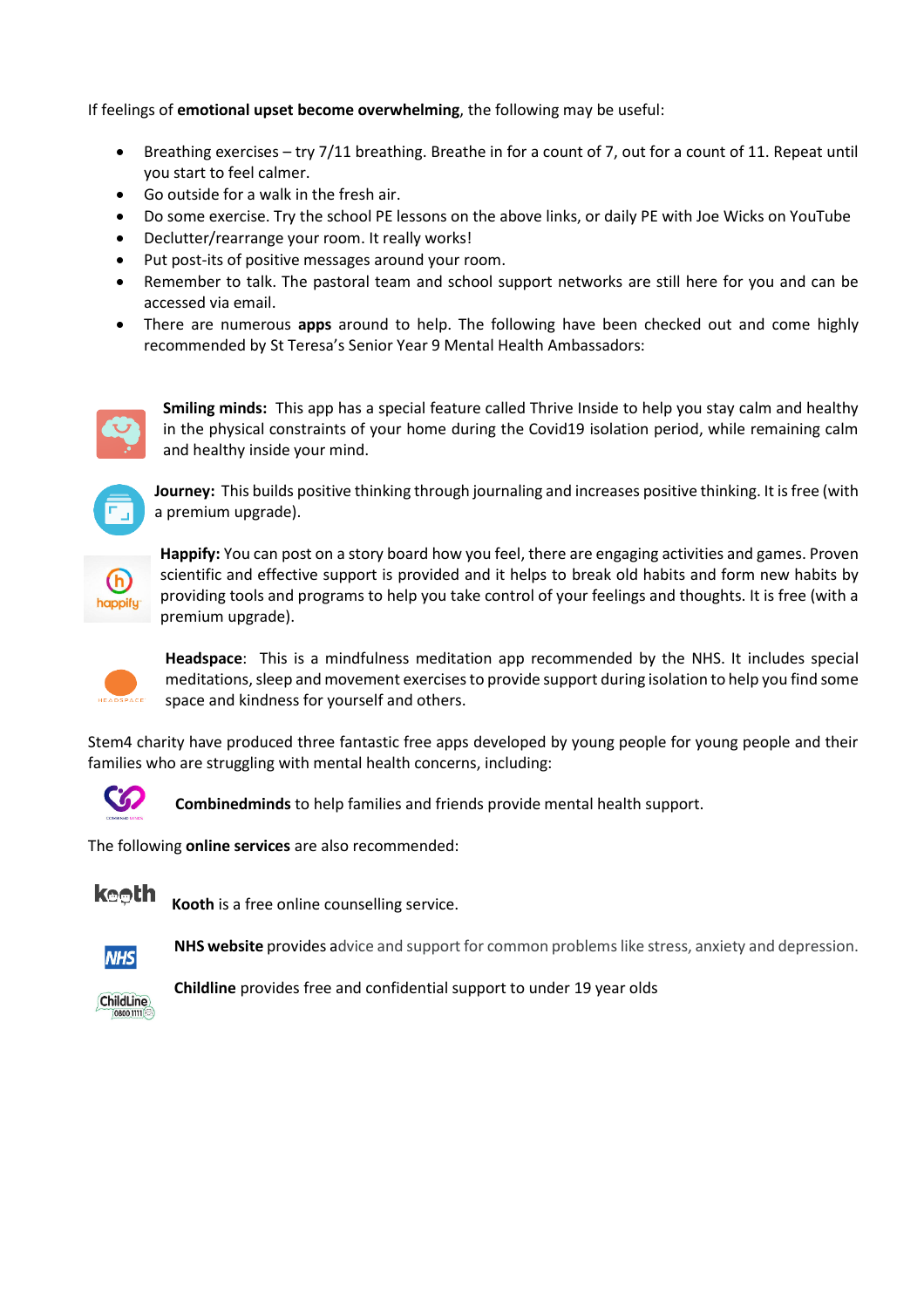If feelings of **emotional upset become overwhelming**, the following may be useful:

- Breathing exercises – try 7/11 breathing. Breathe in for a count of 7, out for a count of 11. Repeat until you start to feel calmer.
- Go outside for a walk in the fresh air.
- Do some exercise. Try the school PE lessons on the above links, or daily PE with Joe Wicks on YouTube
- Declutter/rearrange your room. It really works!
- Put post-its of positive messages around your room.
- Remember to talk. The pastoral team and school support networks are still here for you and can be accessed via email.
- There are numerous **apps** around to help. The following have been checked out and come highly recommended by St Teresa's Senior Year 9 Mental Health Ambassadors:

**Smiling minds:** This app has a special feature called Thrive Inside to help you stay calm and healthy in the physical constraints of your home during the Covid19 isolation period, while remaining calm and healthy inside your mind.

**Journey:** This builds positive thinking through journaling and increases positive thinking. It is free (with a premium upgrade).

**Happify:** You can post on a story board how you feel, there are engaging activities and games. Proven scientific and effective support is provided and it helps to break old habits and form new habits by providing tools and programs to help you take control of your feelings and thoughts. It is free (with a premium upgrade).

**Headspace**: This is a mindfulness meditation app recommended by the NHS. It includes special meditations, sleep and movement exercises to provide support during isolation to help you find some space and kindness for yourself and others.

Stem4 charity have produced three fantastic free apps developed by young people for young people and their families who are struggling with mental health concerns, including:

**Combinedminds** to help families and friends provide mental health support.

The following **online services** are also recommended:

**Kooth** is a free online counselling service.

**NHS website** provides advice and support for common problems like stress, anxiety and depression.

**Childline** provides free and confidential support to under 19 year olds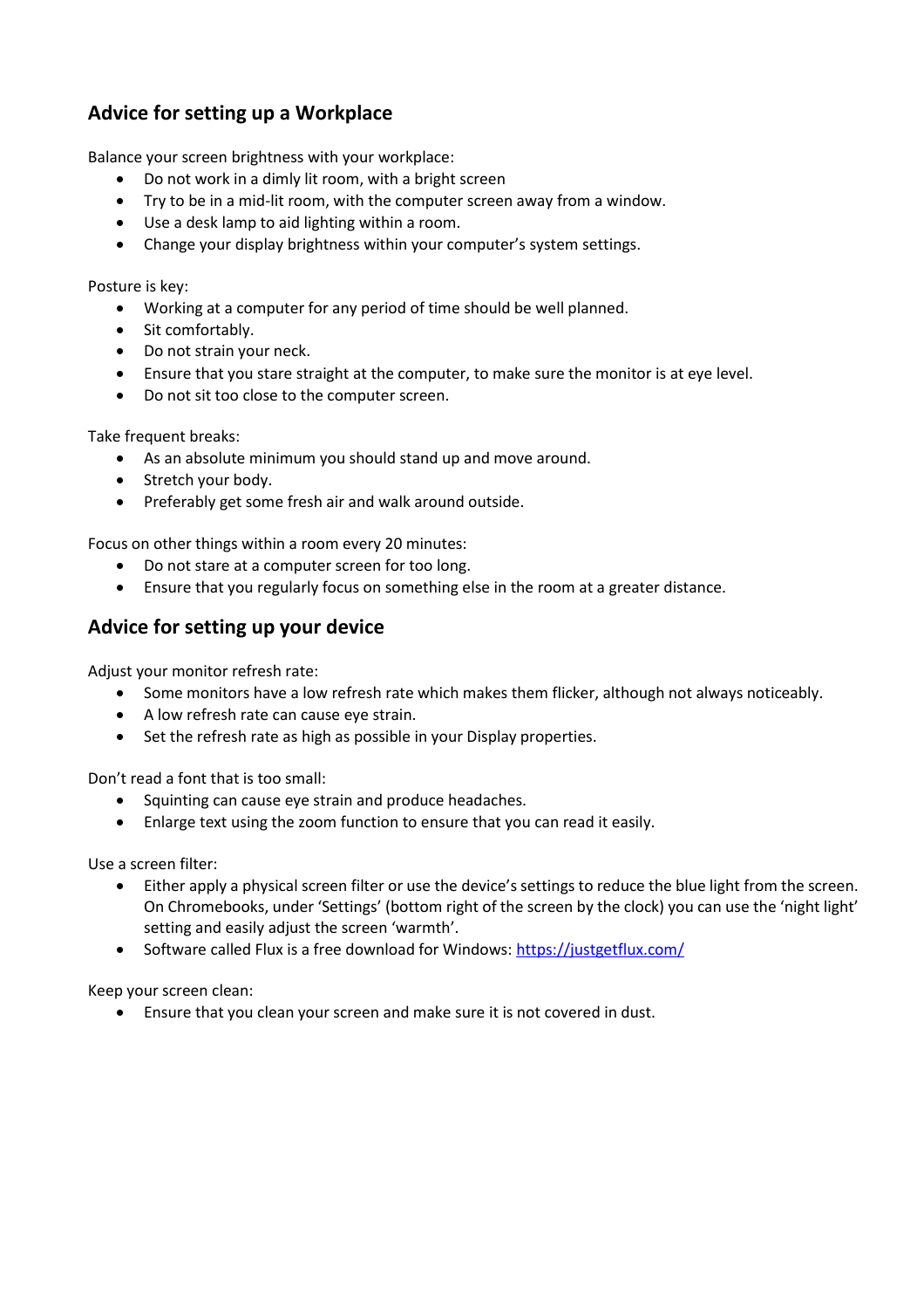## Advice for setting up a Workplace

Balance your screen brightness with your workplace:

- Do not work in a dimly lit room, with a bright screen
- Try to be in a mid-lit room, with the computer screen away from a window.
- Use a desk lamp to aid lighting within a room.
- Change your display brightness within your computer's system settings.

Posture is key:

- Working at a computer for any period of time should be well planned.
- Sit comfortably.
- Do not strain your neck.
- Ensure that you stare straight at the computer, to make sure the monitor is at eye level.
- Do not sit too close to the computer screen.

Take frequent breaks:

- As an absolute minimum you should stand up and move around.
- Stretch your body.
- Preferably get some fresh air and walk around outside.

Focus on other things within a room every 20 minutes:

- Do not stare at a computer screen for too long.
- Ensure that you regularly focus on something else in the room at a greater distance.

## Advice for setting up your device

Adjust your monitor refresh rate:

- Some monitors have a low refresh rate which makes them flicker, although not always noticeably.
- A low refresh rate can cause eye strain.
- Set the refresh rate as high as possible in your Display properties.

Don't read a font that is too small:

- Squinting can cause eye strain and produce headaches.
- Enlarge text using the zoom function to ensure that you can read it easily.

Use a screen filter:

- Either apply a physical screen filter or use the device's settings to reduce the blue light from the screen. On Chromebooks, under 'Settings' (bottom right of the screen by the clock) you can use the 'night light' setting and easily adjust the screen 'warmth'.
- Software called Flux is a free download for Windows: [https://justgetflux.com/](https://justgetflux.com/)

Keep your screen clean:

- Ensure that you clean your screen and make sure it is not covered in dust.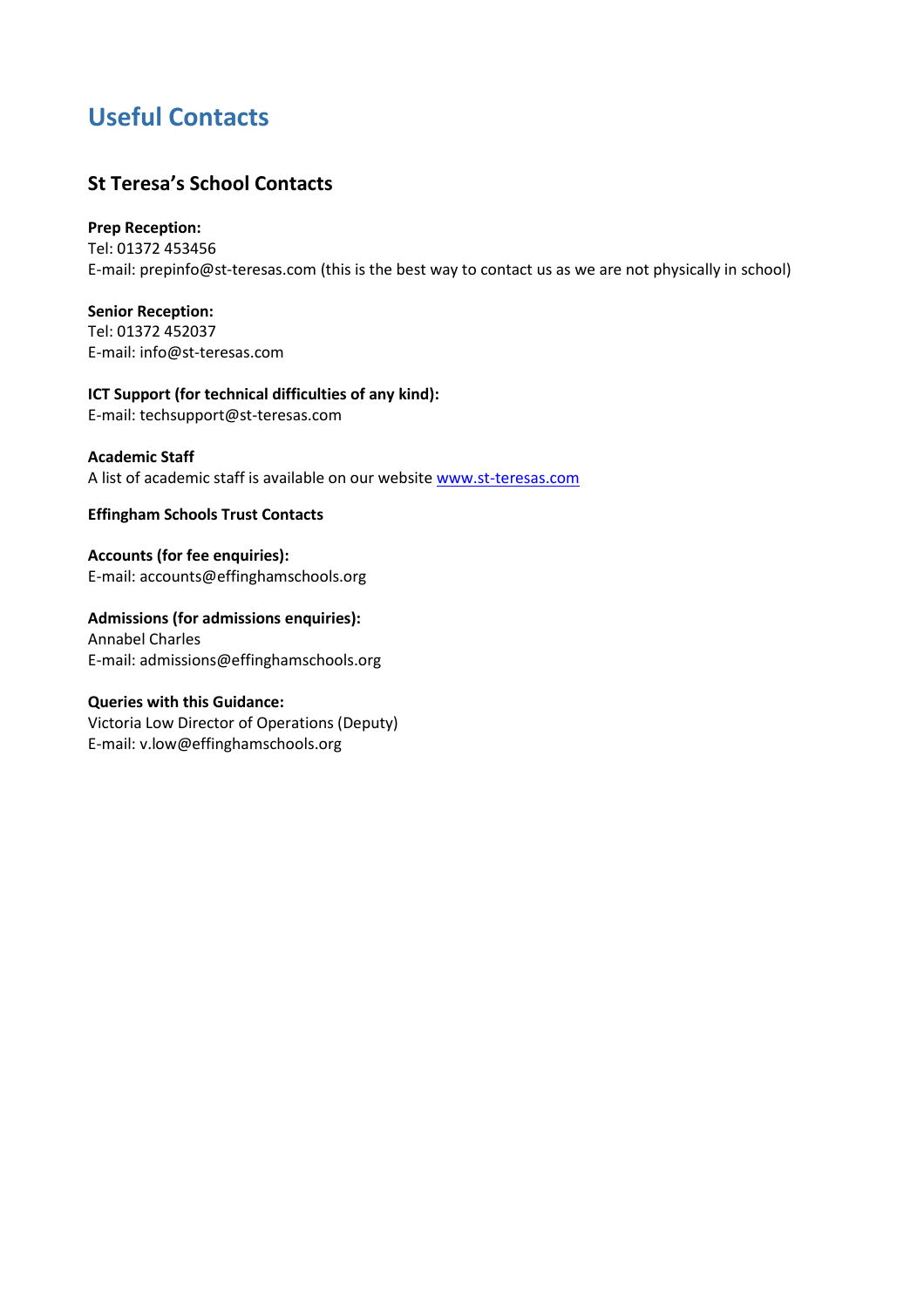# Useful Contacts

## St Teresa's School Contacts

**Prep Reception:**
Tel: 01372 453456
E-mail: prepinfo@st-teresas.com (this is the best way to contact us as we are not physically in school)

**Senior Reception:**
Tel: 01372 452037
E-mail: info@st-teresas.com

**ICT Support (for technical difficulties of any kind):**
E-mail: techsupport@st-teresas.com

**Academic Staff**
A list of academic staff is available on our website www.st-teresas.com

**Effingham Schools Trust Contacts**

**Accounts (for fee enquiries):**
E-mail: accounts@effinghamschools.org

**Admissions (for admissions enquiries):**
Annabel Charles
E-mail: admissions@effinghamschools.org

**Queries with this Guidance:**
Victoria Low Director of Operations (Deputy)
E-mail: v.low@effinghamschools.org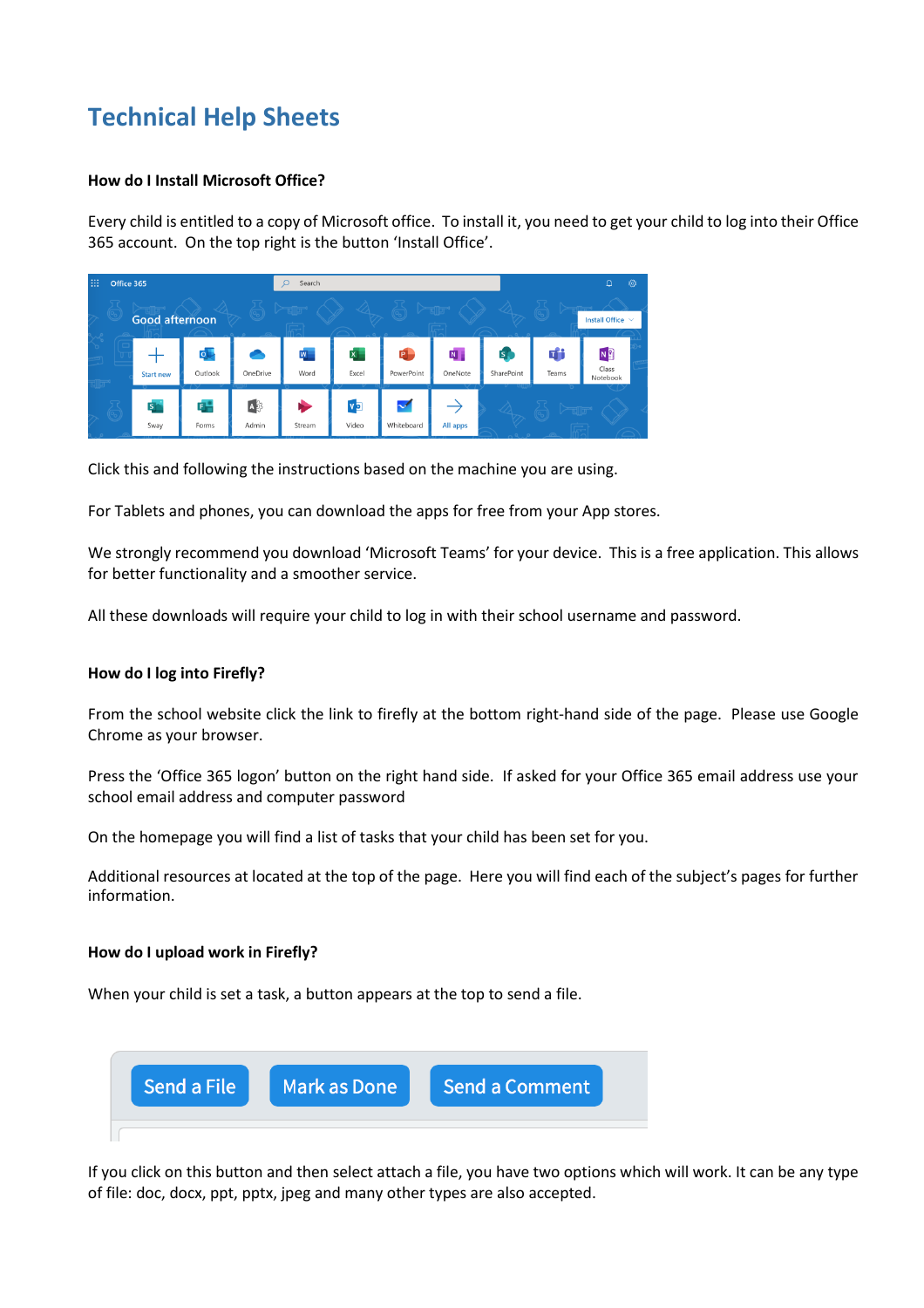# Technical Help Sheets

**How do I Install Microsoft Office?**

Every child is entitled to a copy of Microsoft office. To install it, you need to get your child to log into their Office 365 account. On the top right is the button 'Install Office'.

Click this and following the instructions based on the machine you are using.

For Tablets and phones, you can download the apps for free from your App stores.

We strongly recommend you download 'Microsoft Teams' for your device. This is a free application. This allows for better functionality and a smoother service.

All these downloads will require your child to log in with their school username and password.

**How do I log into Firefly?**

From the school website click the link to firefly at the bottom right-hand side of the page. Please use Google Chrome as your browser.

Press the 'Office 365 logon' button on the right hand side. If asked for your Office 365 email address use your school email address and computer password

On the homepage you will find a list of tasks that your child has been set for you.

Additional resources at located at the top of the page. Here you will find each of the subject's pages for further information.

**How do I upload work in Firefly?**

When your child is set a task, a button appears at the top to send a file.

If you click on this button and then select attach a file, you have two options which will work. It can be any type of file: doc, docx, ppt, pptx, jpeg and many other types are also accepted.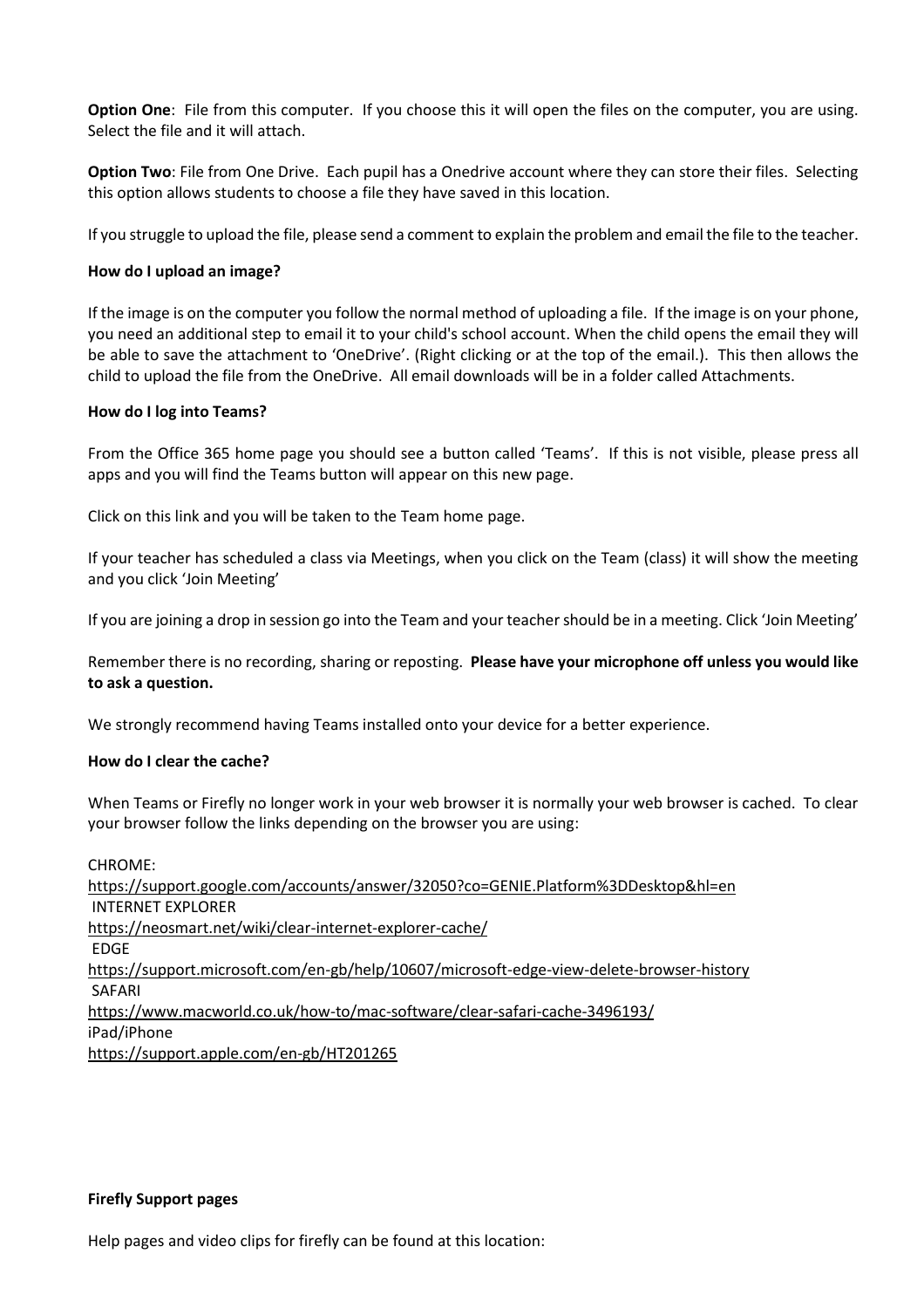**Option One**: File from this computer. If you choose this it will open the files on the computer, you are using. Select the file and it will attach.

**Option Two**: File from One Drive. Each pupil has a Onedrive account where they can store their files. Selecting this option allows students to choose a file they have saved in this location.

If you struggle to upload the file, please send a comment to explain the problem and email the file to the teacher.

**How do I upload an image?**

If the image is on the computer you follow the normal method of uploading a file. If the image is on your phone, you need an additional step to email it to your child's school account. When the child opens the email they will be able to save the attachment to 'OneDrive'. (Right clicking or at the top of the email.). This then allows the child to upload the file from the OneDrive. All email downloads will be in a folder called Attachments.

**How do I log into Teams?**

From the Office 365 home page you should see a button called 'Teams'. If this is not visible, please press all apps and you will find the Teams button will appear on this new page.

Click on this link and you will be taken to the Team home page.

If your teacher has scheduled a class via Meetings, when you click on the Team (class) it will show the meeting and you click 'Join Meeting'

If you are joining a drop in session go into the Team and your teacher should be in a meeting. Click 'Join Meeting'

Remember there is no recording, sharing or reposting. **Please have your microphone off unless you would like to ask a question.**

We strongly recommend having Teams installed onto your device for a better experience.

**How do I clear the cache?**

When Teams or Firefly no longer work in your web browser it is normally your web browser is cached. To clear your browser follow the links depending on the browser you are using:

CHROME:
https://support.google.com/accounts/answer/32050?co=GENIE.Platform%3DDesktop&hl=en
INTERNET EXPLORER
https://neosmart.net/wiki/clear-internet-explorer-cache/
EDGE
https://support.microsoft.com/en-gb/help/10607/microsoft-edge-view-delete-browser-history
SAFARI
https://www.macworld.co.uk/how-to/mac-software/clear-safari-cache-3496193/
iPad/iPhone
https://support.apple.com/en-gb/HT201265

**Firefly Support pages**

Help pages and video clips for firefly can be found at this location: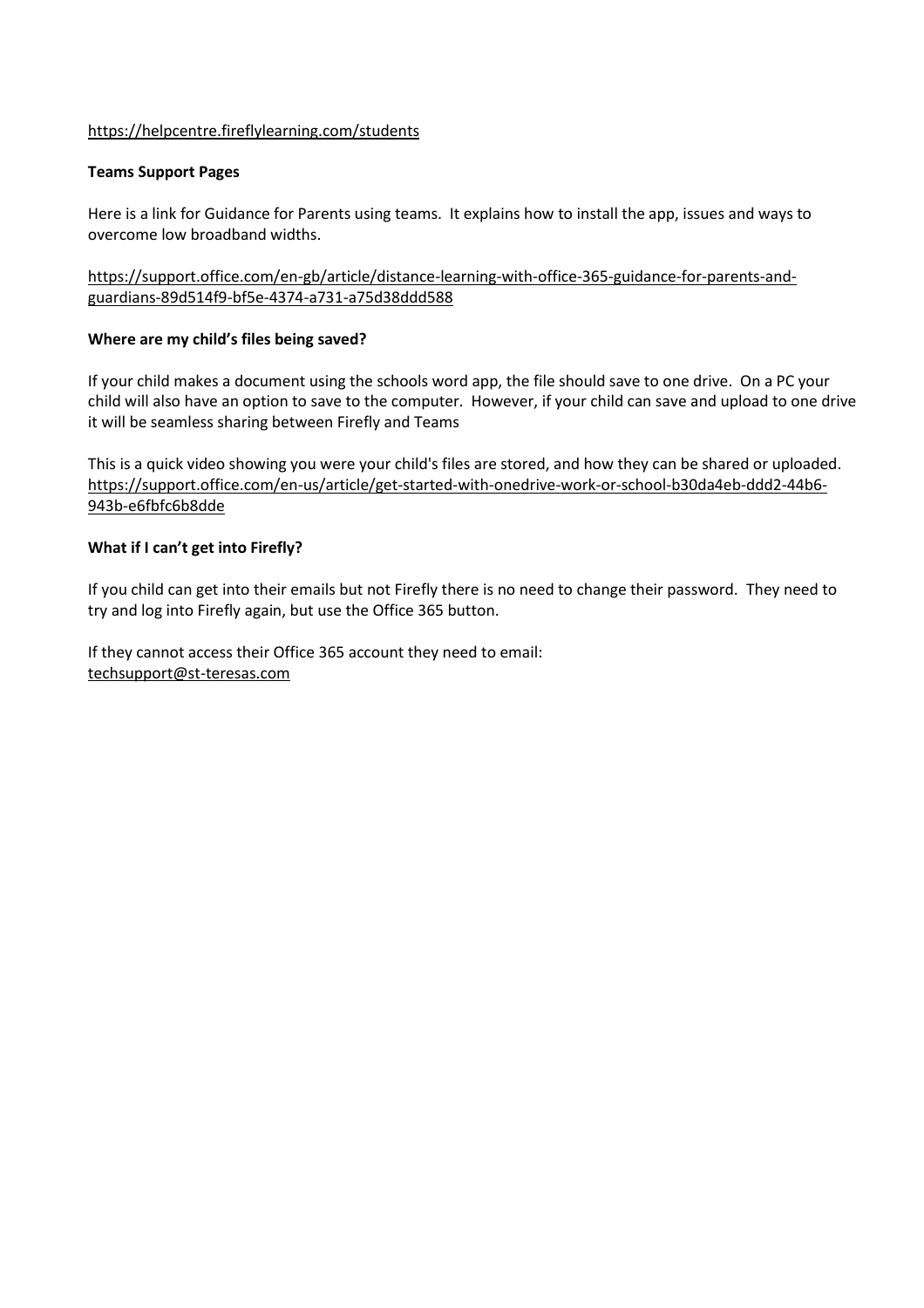https://helpcentre.fireflylearning.com/students

**Teams Support Pages**

Here is a link for Guidance for Parents using teams. It explains how to install the app, issues and ways to overcome low broadband widths.

https://support.office.com/en-gb/article/distance-learning-with-office-365-guidance-for-parents-and-guardians-89d514f9-bf5e-4374-a731-a75d38ddd588

**Where are my child's files being saved?**

If your child makes a document using the schools word app, the file should save to one drive. On a PC your child will also have an option to save to the computer. However, if your child can save and upload to one drive it will be seamless sharing between Firefly and Teams

This is a quick video showing you were your child's files are stored, and how they can be shared or uploaded. https://support.office.com/en-us/article/get-started-with-onedrive-work-or-school-b30da4eb-ddd2-44b6-943b-e6fbfc6b8dde

**What if I can't get into Firefly?**

If you child can get into their emails but not Firefly there is no need to change their password. They need to try and log into Firefly again, but use the Office 365 button.

If they cannot access their Office 365 account they need to email:
techsupport@st-teresas.com